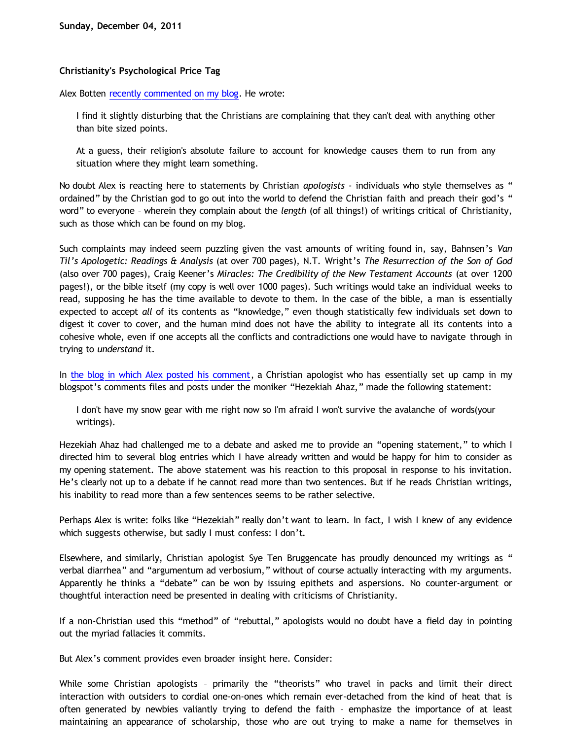**Sunday, December 04, 2011**

### Christianity's Psychological Price Tag

Alex Botten recently commented on my blog. He wrote:

> I find it slightly disturbing that the Christians are complaining that they can't deal with anything other than bite sized points.
>
> At a guess, their religion's absolute failure to account for knowledge causes them to run from any situation where they might learn something.

No doubt Alex is reacting here to statements by Christian *apologists* - individuals who style themselves as "ordained" by the Christian god to go out into the world to defend the Christian faith and preach their god's "word" to everyone – wherein they complain about the *length* (of all things!) of writings critical of Christianity, such as those which can be found on my blog.

Such complaints may indeed seem puzzling given the vast amounts of writing found in, say, Bahnsen's *Van Til's Apologetic: Readings & Analysis* (at over 700 pages), N.T. Wright's *The Resurrection of the Son of God* (also over 700 pages), Craig Keener's *Miracles: The Credibility of the New Testament Accounts* (at over 1200 pages!), or the bible itself (my copy is well over 1000 pages). Such writings would take an individual weeks to read, supposing he has the time available to devote to them. In the case of the bible, a man is essentially expected to accept *all* of its contents as "knowledge," even though statistically few individuals set down to digest it cover to cover, and the human mind does not have the ability to integrate all its contents into a cohesive whole, even if one accepts all the conflicts and contradictions one would have to navigate through in trying to *understand* it.

In the blog in which Alex posted his comment, a Christian apologist who has essentially set up camp in my blogspot's comments files and posts under the moniker "Hezekiah Ahaz," made the following statement:

> I don't have my snow gear with me right now so I'm afraid I won't survive the avalanche of words(your writings).

Hezekiah Ahaz had challenged me to a debate and asked me to provide an "opening statement," to which I directed him to several blog entries which I have already written and would be happy for him to consider as my opening statement. The above statement was his reaction to this proposal in response to his invitation. He's clearly not up to a debate if he cannot read more than two sentences. But if he reads Christian writings, his inability to read more than a few sentences seems to be rather selective.

Perhaps Alex is write: folks like "Hezekiah" really don't want to learn. In fact, I wish I knew of any evidence which suggests otherwise, but sadly I must confess: I don't.

Elsewhere, and similarly, Christian apologist Sye Ten Bruggencate has proudly denounced my writings as "verbal diarrhea" and "argumentum ad verbosium," without of course actually interacting with my arguments. Apparently he thinks a "debate" can be won by issuing epithets and aspersions. No counter-argument or thoughtful interaction need be presented in dealing with criticisms of Christianity.

If a non-Christian used this "method" of "rebuttal," apologists would no doubt have a field day in pointing out the myriad fallacies it commits.

But Alex's comment provides even broader insight here. Consider:

While some Christian apologists – primarily the "theorists" who travel in packs and limit their direct interaction with outsiders to cordial one-on-ones which remain ever-detached from the kind of heat that is often generated by newbies valiantly trying to defend the faith – emphasize the importance of at least maintaining an appearance of scholarship, those who are out trying to make a name for themselves in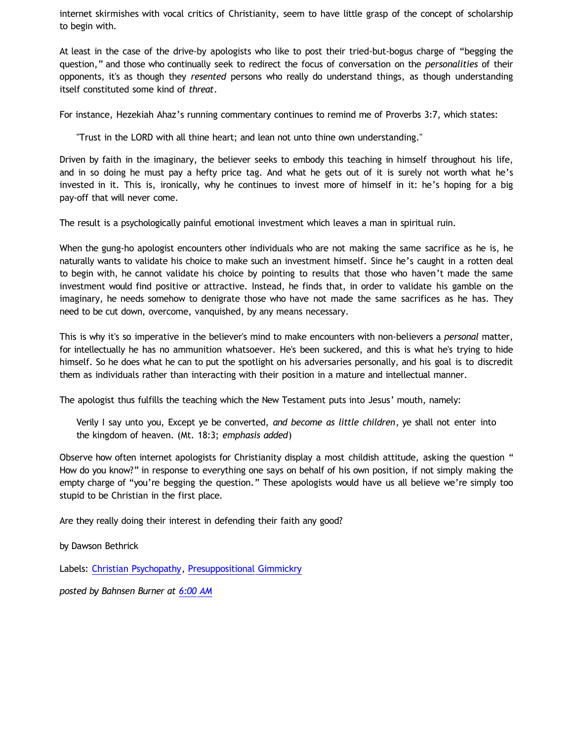internet skirmishes with vocal critics of Christianity, seem to have little grasp of the concept of scholarship to begin with.

At least in the case of the drive-by apologists who like to post their tried-but-bogus charge of “begging the question,” and those who continually seek to redirect the focus of conversation on the *personalities* of their opponents, it's as though they *resented* persons who really do understand things, as though understanding itself constituted some kind of *threat*.

For instance, Hezekiah Ahaz’s running commentary continues to remind me of Proverbs 3:7, which states:

> "Trust in the LORD with all thine heart; and lean not unto thine own understanding."

Driven by faith in the imaginary, the believer seeks to embody this teaching in himself throughout his life, and in so doing he must pay a hefty price tag. And what he gets out of it is surely not worth what he’s invested in it. This is, ironically, why he continues to invest more of himself in it: he’s hoping for a big pay-off that will never come.

The result is a psychologically painful emotional investment which leaves a man in spiritual ruin.

When the gung-ho apologist encounters other individuals who are not making the same sacrifice as he is, he naturally wants to validate his choice to make such an investment himself. Since he’s caught in a rotten deal to begin with, he cannot validate his choice by pointing to results that those who haven’t made the same investment would find positive or attractive. Instead, he finds that, in order to validate his gamble on the imaginary, he needs somehow to denigrate those who have not made the same sacrifices as he has. They need to be cut down, overcome, vanquished, by any means necessary.

This is why it's so imperative in the believer's mind to make encounters with non-believers a *personal* matter, for intellectually he has no ammunition whatsoever. He's been suckered, and this is what he's trying to hide himself. So he does what he can to put the spotlight on his adversaries personally, and his goal is to discredit them as individuals rather than interacting with their position in a mature and intellectual manner.

The apologist thus fulfills the teaching which the New Testament puts into Jesus’ mouth, namely:

> Verily I say unto you, Except ye be converted, *and become as little children*, ye shall not enter into the kingdom of heaven. (Mt. 18:3; *emphasis added*)

Observe how often internet apologists for Christianity display a most childish attitude, asking the question “How do you know?” in response to everything one says on behalf of his own position, if not simply making the empty charge of “you’re begging the question.” These apologists would have us all believe we’re simply too stupid to be Christian in the first place.

Are they really doing their interest in defending their faith any good?

by Dawson Bethrick

Labels: Christian Psychopathy, Presuppositional Gimmickry

*posted by Bahnsen Burner at 6:00 AM*